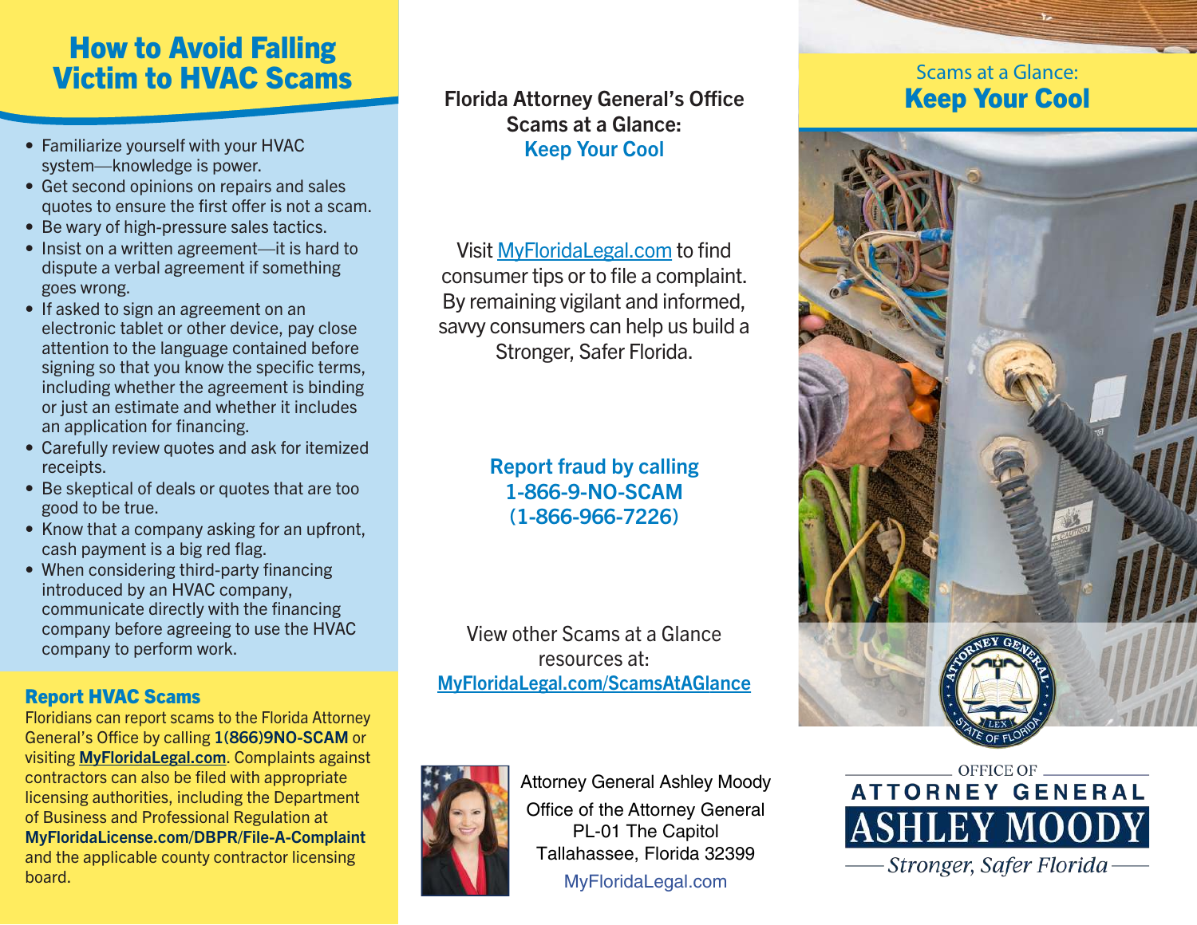# How to Avoid Falling Victim to HVAC Scams

- Familiarize yourself with your HVAC system—knowledge is power.
- Get second opinions on repairs and sales quotes to ensure the first offer is not a scam.
- Be wary of high-pressure sales tactics.
- Insist on a written agreement—it is hard to dispute a verbal agreement if something goes wrong.
- If asked to sign an agreement on an electronic tablet or other device, pay close attention to the language contained before signing so that you know the specific terms, including whether the agreement is binding or just an estimate and whether it includes an application for financing.
- Carefully review quotes and ask for itemized receipts.
- Be skeptical of deals or quotes that are too good to be true.
- Know that a company asking for an upfront, cash payment is a big red flag.
- When considering third-party financing introduced by an HVAC company, communicate directly with the financing company before agreeing to use the HVAC company to perform work.

## Report HVAC Scams

Floridians can report scams to the Florida Attorney General's Office by calling **1(866)9NO-SCAM** or visiting **MyFloridaLegal.com**. Complaints against contractors can also be filed with appropriate licensing authorities, including the Department of Business and Professional Regulation at **MyFloridaLicense.com/DBPR/File-A-Complaint** and the applicable county contractor licensing board.

**Florida Attorney General's Office**
**Scams at a Glance:**
**Keep Your Cool**

Visit MyFloridaLegal.com to find consumer tips or to file a complaint. By remaining vigilant and informed, savvy consumers can help us build a Stronger, Safer Florida.

**Report fraud by calling**
**1-866-9-NO-SCAM**
**(1-866-966-7226)**

View other Scams at a Glance resources at:
MyFloridaLegal.com/ScamsAtAGlance

Attorney General Ashley Moody
Office of the Attorney General
PL-01 The Capitol
Tallahassee, Florida 32399
MyFloridaLegal.com

Scams at a Glance:
## Keep Your Cool

OFFICE OF
ATTORNEY GENERAL
ASHLEY MOODY
*Stronger, Safer Florida*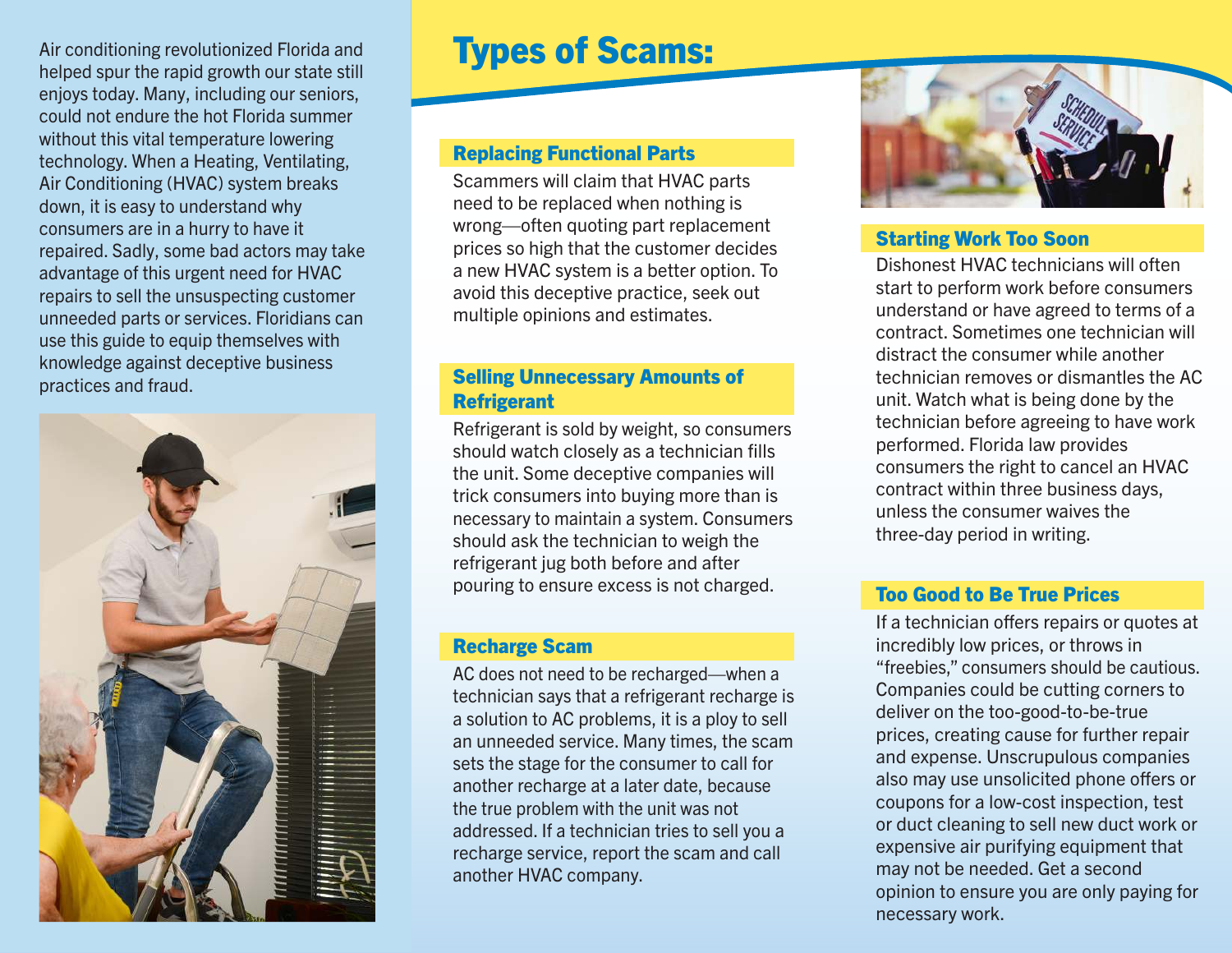Air conditioning revolutionized Florida and helped spur the rapid growth our state still enjoys today. Many, including our seniors, could not endure the hot Florida summer without this vital temperature lowering technology. When a Heating, Ventilating, Air Conditioning (HVAC) system breaks down, it is easy to understand why consumers are in a hurry to have it repaired. Sadly, some bad actors may take advantage of this urgent need for HVAC repairs to sell the unsuspecting customer unneeded parts or services. Floridians can use this guide to equip themselves with knowledge against deceptive business practices and fraud.

# Types of Scams:

## Replacing Functional Parts

Scammers will claim that HVAC parts need to be replaced when nothing is wrong—often quoting part replacement prices so high that the customer decides a new HVAC system is a better option. To avoid this deceptive practice, seek out multiple opinions and estimates.

## Selling Unnecessary Amounts of Refrigerant

Refrigerant is sold by weight, so consumers should watch closely as a technician fills the unit. Some deceptive companies will trick consumers into buying more than is necessary to maintain a system. Consumers should ask the technician to weigh the refrigerant jug both before and after pouring to ensure excess is not charged.

## Recharge Scam

AC does not need to be recharged—when a technician says that a refrigerant recharge is a solution to AC problems, it is a ploy to sell an unneeded service. Many times, the scam sets the stage for the consumer to call for another recharge at a later date, because the true problem with the unit was not addressed. If a technician tries to sell you a recharge service, report the scam and call another HVAC company.

## Starting Work Too Soon

Dishonest HVAC technicians will often start to perform work before consumers understand or have agreed to terms of a contract. Sometimes one technician will distract the consumer while another technician removes or dismantles the AC unit. Watch what is being done by the technician before agreeing to have work performed. Florida law provides consumers the right to cancel an HVAC contract within three business days, unless the consumer waives the three-day period in writing.

## Too Good to Be True Prices

If a technician offers repairs or quotes at incredibly low prices, or throws in "freebies," consumers should be cautious. Companies could be cutting corners to deliver on the too-good-to-be-true prices, creating cause for further repair and expense. Unscrupulous companies also may use unsolicited phone offers or coupons for a low-cost inspection, test or duct cleaning to sell new duct work or expensive air purifying equipment that may not be needed. Get a second opinion to ensure you are only paying for necessary work.